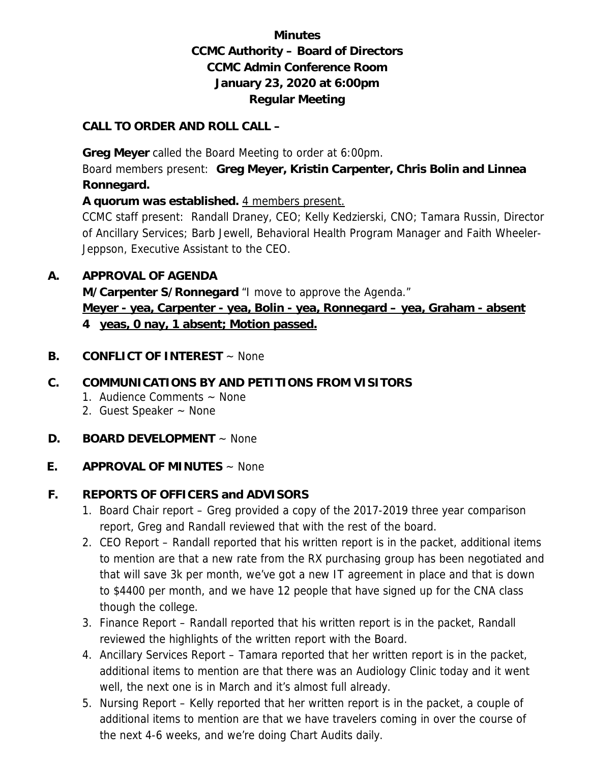# Minutes
## CCMC Authority – Board of Directors
## CCMC Admin Conference Room
## January 23, 2020 at 6:00pm
## Regular Meeting

**CALL TO ORDER AND ROLL CALL –**

**Greg Meyer** called the Board Meeting to order at 6:00pm.

Board members present: **Greg Meyer, Kristin Carpenter, Chris Bolin and Linnea Ronnegard.**

**A quorum was established.** 4 members present.

CCMC staff present: Randall Draney, CEO; Kelly Kedzierski, CNO; Tamara Russin, Director of Ancillary Services; Barb Jewell, Behavioral Health Program Manager and Faith Wheeler-Jeppson, Executive Assistant to the CEO.

**A. APPROVAL OF AGENDA**

**M/Carpenter S/Ronnegard** "I move to approve the Agenda."

**Meyer - yea, Carpenter - yea, Bolin - yea, Ronnegard – yea, Graham - absent**

**4 yeas, 0 nay, 1 absent; Motion passed.**

**B. CONFLICT OF INTEREST** ~ None

**C. COMMUNICATIONS BY AND PETITIONS FROM VISITORS**

1. Audience Comments ~ None
2. Guest Speaker ~ None

**D. BOARD DEVELOPMENT** ~ None

**E. APPROVAL OF MINUTES** ~ None

**F. REPORTS OF OFFICERS and ADVISORS**

1. Board Chair report – Greg provided a copy of the 2017-2019 three year comparison report, Greg and Randall reviewed that with the rest of the board.
2. CEO Report – Randall reported that his written report is in the packet, additional items to mention are that a new rate from the RX purchasing group has been negotiated and that will save 3k per month, we've got a new IT agreement in place and that is down to $4400 per month, and we have 12 people that have signed up for the CNA class though the college.
3. Finance Report – Randall reported that his written report is in the packet, Randall reviewed the highlights of the written report with the Board.
4. Ancillary Services Report – Tamara reported that her written report is in the packet, additional items to mention are that there was an Audiology Clinic today and it went well, the next one is in March and it's almost full already.
5. Nursing Report – Kelly reported that her written report is in the packet, a couple of additional items to mention are that we have travelers coming in over the course of the next 4-6 weeks, and we're doing Chart Audits daily.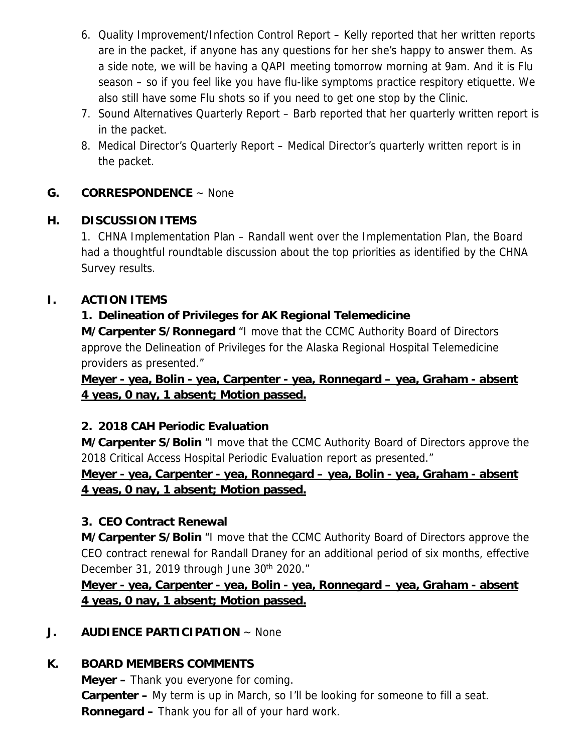6. Quality Improvement/Infection Control Report – Kelly reported that her written reports are in the packet, if anyone has any questions for her she's happy to answer them. As a side note, we will be having a QAPI meeting tomorrow morning at 9am. And it is Flu season – so if you feel like you have flu-like symptoms practice respitory etiquette. We also still have some Flu shots so if you need to get one stop by the Clinic.
7. Sound Alternatives Quarterly Report – Barb reported that her quarterly written report is in the packet.
8. Medical Director's Quarterly Report – Medical Director's quarterly written report is in the packet.

**G. CORRESPONDENCE** ~ None

**H. DISCUSSION ITEMS**

1. CHNA Implementation Plan – Randall went over the Implementation Plan, the Board had a thoughtful roundtable discussion about the top priorities as identified by the CHNA Survey results.

**I. ACTION ITEMS**

**1. Delineation of Privileges for AK Regional Telemedicine**

**M/Carpenter S/Ronnegard** "I move that the CCMC Authority Board of Directors approve the Delineation of Privileges for the Alaska Regional Hospital Telemedicine providers as presented."

**Meyer - yea, Bolin - yea, Carpenter - yea, Ronnegard – yea, Graham - absent**
**4 yeas, 0 nay, 1 absent; Motion passed.**

**2. 2018 CAH Periodic Evaluation**

**M/Carpenter S/Bolin** "I move that the CCMC Authority Board of Directors approve the 2018 Critical Access Hospital Periodic Evaluation report as presented."

**Meyer - yea, Carpenter - yea, Ronnegard – yea, Bolin - yea, Graham - absent**
**4 yeas, 0 nay, 1 absent; Motion passed.**

**3. CEO Contract Renewal**

**M/Carpenter S/Bolin** "I move that the CCMC Authority Board of Directors approve the CEO contract renewal for Randall Draney for an additional period of six months, effective December 31, 2019 through June 30th 2020."

**Meyer - yea, Carpenter - yea, Bolin - yea, Ronnegard – yea, Graham - absent**
**4 yeas, 0 nay, 1 absent; Motion passed.**

**J. AUDIENCE PARTICIPATION** ~ None

**K. BOARD MEMBERS COMMENTS**

**Meyer –** Thank you everyone for coming.
**Carpenter –** My term is up in March, so I'll be looking for someone to fill a seat.
**Ronnegard –** Thank you for all of your hard work.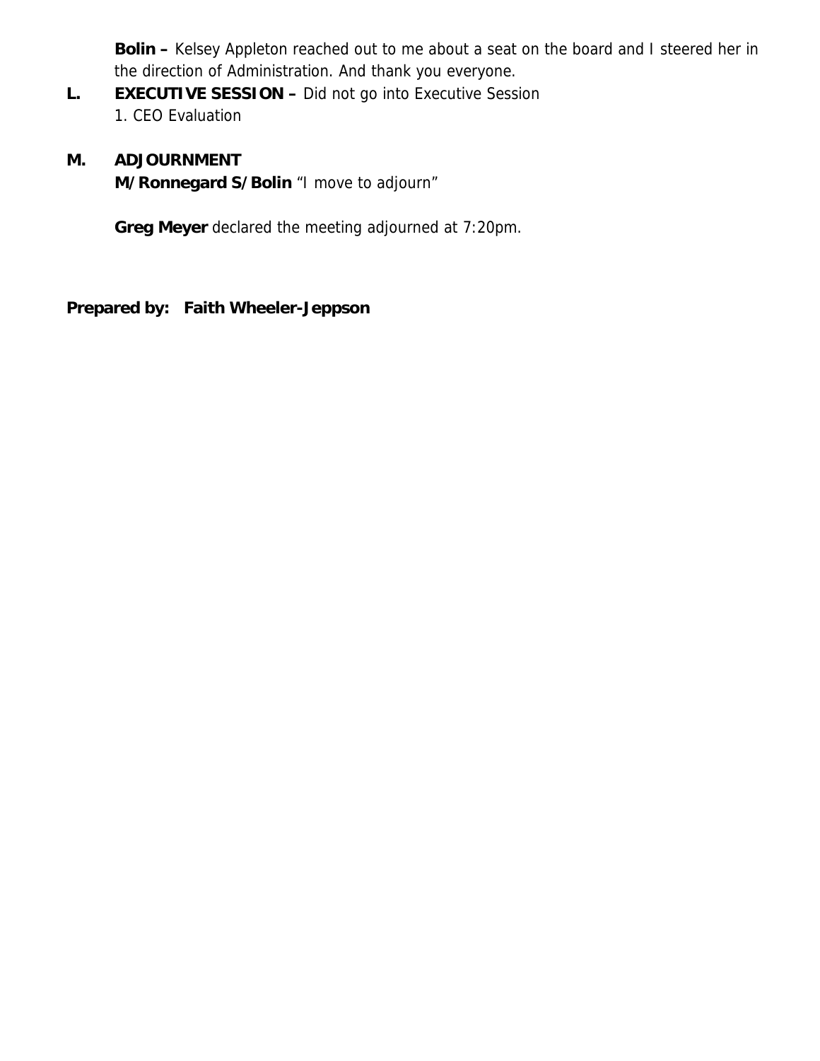**Bolin –** Kelsey Appleton reached out to me about a seat on the board and I steered her in the direction of Administration. And thank you everyone.

**L. EXECUTIVE SESSION –** Did not go into Executive Session

1. CEO Evaluation

**M. ADJOURNMENT**

**M/Ronnegard S/Bolin** "I move to adjourn"

**Greg Meyer** declared the meeting adjourned at 7:20pm.

**Prepared by: Faith Wheeler-Jeppson**